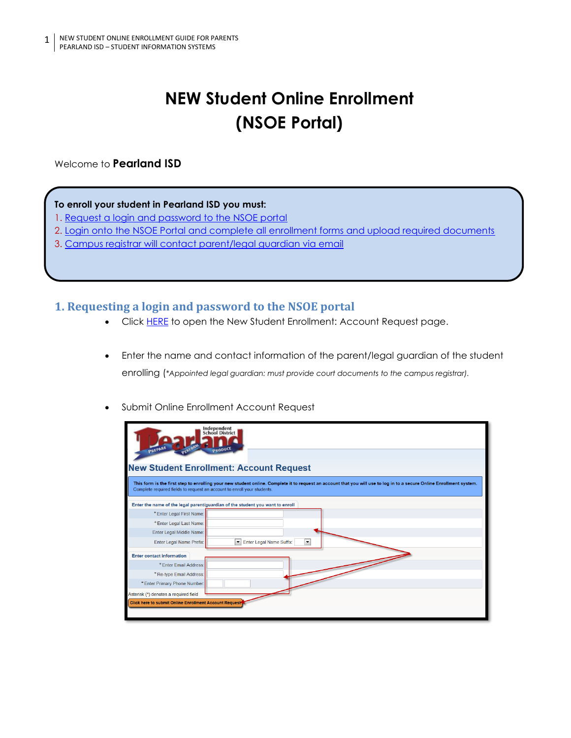# NEW Student Online Enrollment (NSOE Portal)

Welcome to **Pearland ISD**

**To enroll your student in Pearland ISD you must:**

1. Request a login and password to the NSOE portal
2. Login onto the NSOE Portal and complete all enrollment forms and upload required documents
3. Campus registrar will contact parent/legal guardian via email

## 1. Requesting a login and password to the NSOE portal

- Click HERE to open the New Student Enrollment: Account Request page.
- Enter the name and contact information of the parent/legal guardian of the student enrolling (*\*Appointed legal guardian: must provide court documents to the campus registrar).*
- Submit Online Enrollment Account Request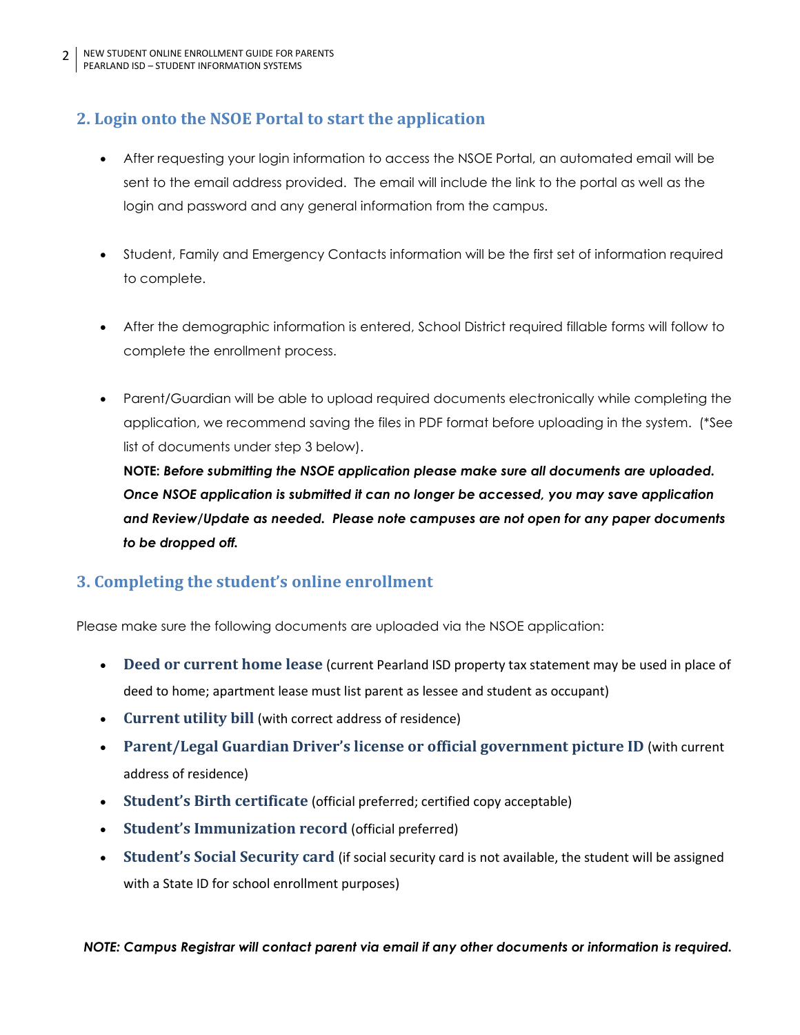## 2. Login onto the NSOE Portal to start the application

- After requesting your login information to access the NSOE Portal, an automated email will be sent to the email address provided. The email will include the link to the portal as well as the login and password and any general information from the campus.
- Student, Family and Emergency Contacts information will be the first set of information required to complete.
- After the demographic information is entered, School District required fillable forms will follow to complete the enrollment process.
- Parent/Guardian will be able to upload required documents electronically while completing the application, we recommend saving the files in PDF format before uploading in the system. (*See list of documents under step 3 below).

  **NOTE:** ***Before submitting the NSOE application please make sure all documents are uploaded. Once NSOE application is submitted it can no longer be accessed, you may save application and Review/Update as needed. Please note campuses are not open for any paper documents to be dropped off.***

## 3. Completing the student's online enrollment

Please make sure the following documents are uploaded via the NSOE application:

- **Deed or current home lease** (current Pearland ISD property tax statement may be used in place of deed to home; apartment lease must list parent as lessee and student as occupant)
- **Current utility bill** (with correct address of residence)
- **Parent/Legal Guardian Driver's license or official government picture ID** (with current address of residence)
- **Student's Birth certificate** (official preferred; certified copy acceptable)
- **Student's Immunization record** (official preferred)
- **Student's Social Security card** (if social security card is not available, the student will be assigned with a State ID for school enrollment purposes)

***NOTE: Campus Registrar will contact parent via email if any other documents or information is required.***